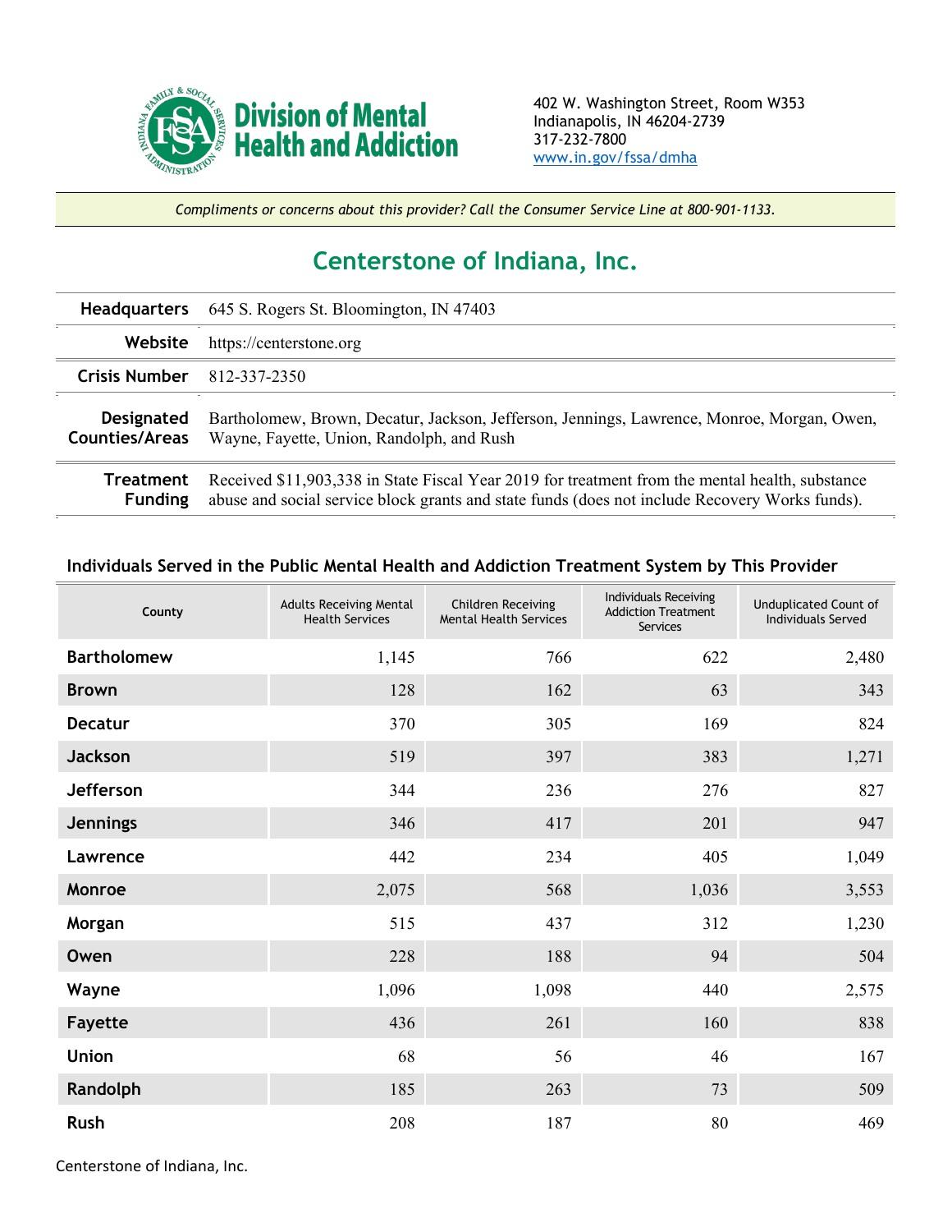**Division of Mental Health and Addiction**

402 W. Washington Street, Room W353
Indianapolis, IN 46204-2739
317-232-7800
www.in.gov/fssa/dmha

*Compliments or concerns about this provider? Call the Consumer Service Line at 800-901-1133.*

# Centerstone of Indiana, Inc.

| | |
|---|---|
| **Headquarters** | 645 S. Rogers St. Bloomington, IN 47403 |
| **Website** | https://centerstone.org |
| **Crisis Number** | 812-337-2350 |
| **Designated Counties/Areas** | Bartholomew, Brown, Decatur, Jackson, Jefferson, Jennings, Lawrence, Monroe, Morgan, Owen, Wayne, Fayette, Union, Randolph, and Rush |
| **Treatment Funding** | Received $11,903,338 in State Fiscal Year 2019 for treatment from the mental health, substance abuse and social service block grants and state funds (does not include Recovery Works funds). |

## Individuals Served in the Public Mental Health and Addiction Treatment System by This Provider

| County | Adults Receiving Mental Health Services | Children Receiving Mental Health Services | Individuals Receiving Addiction Treatment Services | Unduplicated Count of Individuals Served |
|---|---|---|---|---|
| **Bartholomew** | 1,145 | 766 | 622 | 2,480 |
| **Brown** | 128 | 162 | 63 | 343 |
| **Decatur** | 370 | 305 | 169 | 824 |
| **Jackson** | 519 | 397 | 383 | 1,271 |
| **Jefferson** | 344 | 236 | 276 | 827 |
| **Jennings** | 346 | 417 | 201 | 947 |
| **Lawrence** | 442 | 234 | 405 | 1,049 |
| **Monroe** | 2,075 | 568 | 1,036 | 3,553 |
| **Morgan** | 515 | 437 | 312 | 1,230 |
| **Owen** | 228 | 188 | 94 | 504 |
| **Wayne** | 1,096 | 1,098 | 440 | 2,575 |
| **Fayette** | 436 | 261 | 160 | 838 |
| **Union** | 68 | 56 | 46 | 167 |
| **Randolph** | 185 | 263 | 73 | 509 |
| **Rush** | 208 | 187 | 80 | 469 |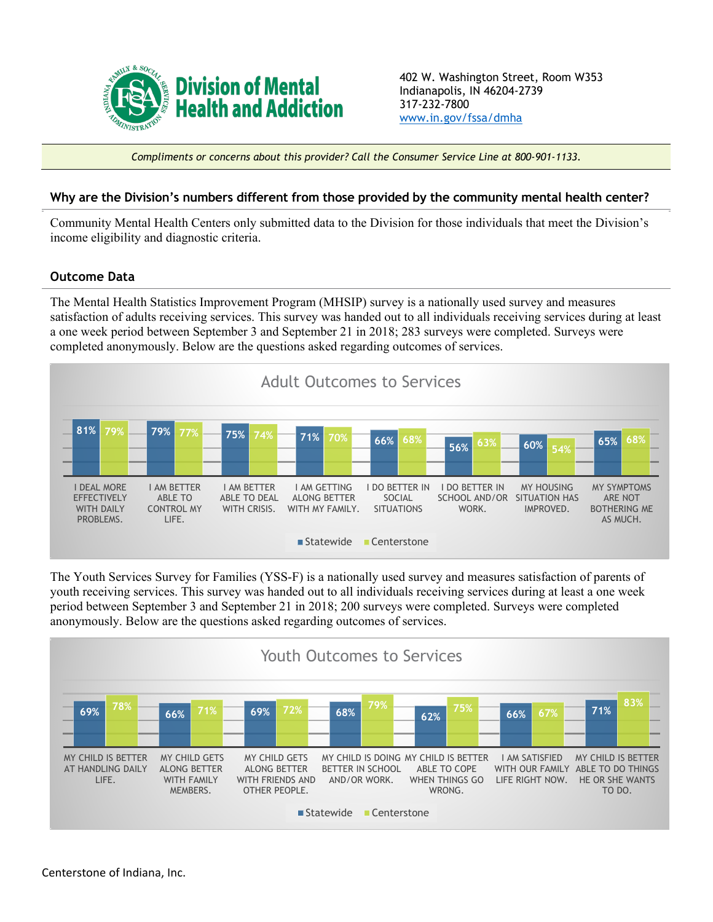Division of Mental Health and Addiction

402 W. Washington Street, Room W353
Indianapolis, IN 46204-2739
317-232-7800
www.in.gov/fssa/dmha

*Compliments or concerns about this provider? Call the Consumer Service Line at 800-901-1133.*

### Why are the Division's numbers different from those provided by the community mental health center?

Community Mental Health Centers only submitted data to the Division for those individuals that meet the Division's income eligibility and diagnostic criteria.

### Outcome Data

The Mental Health Statistics Improvement Program (MHSIP) survey is a nationally used survey and measures satisfaction of adults receiving services. This survey was handed out to all individuals receiving services during at least a one week period between September 3 and September 21 in 2018; 283 surveys were completed. Surveys were completed anonymously. Below are the questions asked regarding outcomes of services.

Adult Outcomes to Services

I DEAL MORE EFFECTIVELY WITH DAILY PROBLEMS. 81% 79%
I AM BETTER ABLE TO CONTROL MY LIFE. 79% 77%
I AM BETTER ABLE TO DEAL WITH CRISIS. 75% 74%
I AM GETTING ALONG BETTER WITH MY FAMILY. 71% 70%
I DO BETTER IN SOCIAL SITUATIONS 66% 68%
I DO BETTER IN SCHOOL AND/OR WORK. 56% 63%
MY HOUSING SITUATION HAS IMPROVED. 60% 54%
MY SYMPTOMS ARE NOT BOTHERING ME AS MUCH. 65% 68%

Statewide
Centerstone

The Youth Services Survey for Families (YSS-F) is a nationally used survey and measures satisfaction of parents of youth receiving services. This survey was handed out to all individuals receiving services during at least a one week period between September 3 and September 21 in 2018; 200 surveys were completed. Surveys were completed anonymously. Below are the questions asked regarding outcomes of services.

Youth Outcomes to Services

MY CHILD IS BETTER AT HANDLING DAILY LIFE. 69% 78%
MY CHILD GETS ALONG BETTER WITH FAMILY MEMBERS. 66% 71%
MY CHILD GETS ALONG BETTER WITH FRIENDS AND OTHER PEOPLE. 69% 72%
MY CHILD IS DOING BETTER IN SCHOOL AND/OR WORK. 68% 79%
MY CHILD IS BETTER ABLE TO COPE WHEN THINGS GO WRONG. 62% 75%
I AM SATISFIED WITH OUR FAMILY LIFE RIGHT NOW. 66% 67%
MY CHILD IS BETTER ABLE TO DO THINGS HE OR SHE WANTS TO DO. 71% 83%

Statewide
Centerstone

Centerstone of Indiana, Inc.